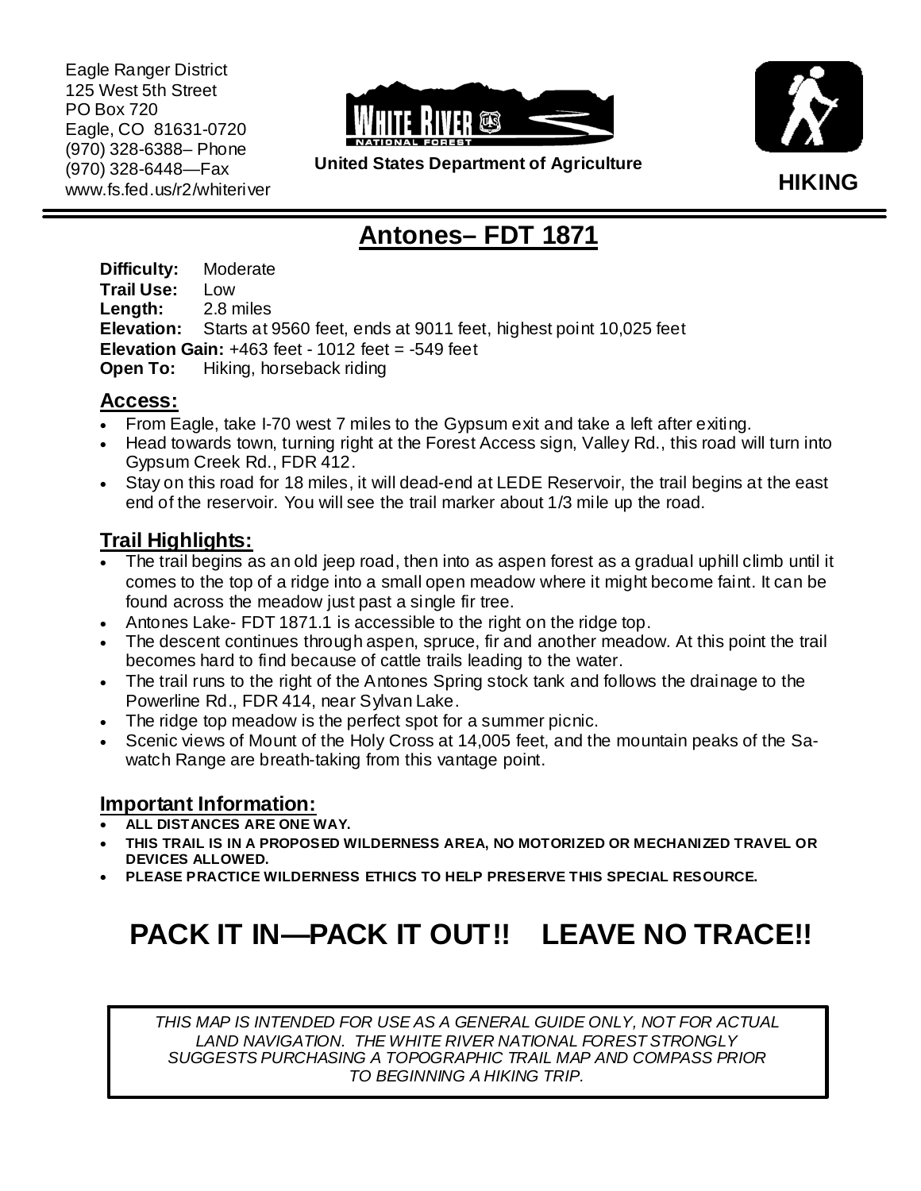Eagle Ranger District
125 West 5th Street
PO Box 720
Eagle, CO 81631-0720
(970) 328-6388– Phone
(970) 328-6448—Fax
www.fs.fed.us/r2/whiteriver

WHITE RIVER NATIONAL FOREST

**United States Department of Agriculture**

**HIKING**

# Antones– FDT 1871

**Difficulty:** Moderate
**Trail Use:** Low
**Length:** 2.8 miles
**Elevation:** Starts at 9560 feet, ends at 9011 feet, highest point 10,025 feet
**Elevation Gain:** +463 feet - 1012 feet = -549 feet
**Open To:** Hiking, horseback riding

## Access:

- From Eagle, take I-70 west 7 miles to the Gypsum exit and take a left after exiting.
- Head towards town, turning right at the Forest Access sign, Valley Rd., this road will turn into Gypsum Creek Rd., FDR 412.
- Stay on this road for 18 miles, it will dead-end at LEDE Reservoir, the trail begins at the east end of the reservoir. You will see the trail marker about 1/3 mile up the road.

## Trail Highlights:

- The trail begins as an old jeep road, then into as aspen forest as a gradual uphill climb until it comes to the top of a ridge into a small open meadow where it might become faint. It can be found across the meadow just past a single fir tree.
- Antones Lake- FDT 1871.1 is accessible to the right on the ridge top.
- The descent continues through aspen, spruce, fir and another meadow. At this point the trail becomes hard to find because of cattle trails leading to the water.
- The trail runs to the right of the Antones Spring stock tank and follows the drainage to the Powerline Rd., FDR 414, near Sylvan Lake.
- The ridge top meadow is the perfect spot for a summer picnic.
- Scenic views of Mount of the Holy Cross at 14,005 feet, and the mountain peaks of the Sawatch Range are breath-taking from this vantage point.

## Important Information:

- **ALL DISTANCES ARE ONE WAY.**
- **THIS TRAIL IS IN A PROPOSED WILDERNESS AREA, NO MOTORIZED OR MECHANIZED TRAVEL OR DEVICES ALLOWED.**
- **PLEASE PRACTICE WILDERNESS ETHICS TO HELP PRESERVE THIS SPECIAL RESOURCE.**

# PACK IT IN—PACK IT OUT!! LEAVE NO TRACE!!

*THIS MAP IS INTENDED FOR USE AS A GENERAL GUIDE ONLY, NOT FOR ACTUAL LAND NAVIGATION. THE WHITE RIVER NATIONAL FOREST STRONGLY SUGGESTS PURCHASING A TOPOGRAPHIC TRAIL MAP AND COMPASS PRIOR TO BEGINNING A HIKING TRIP.*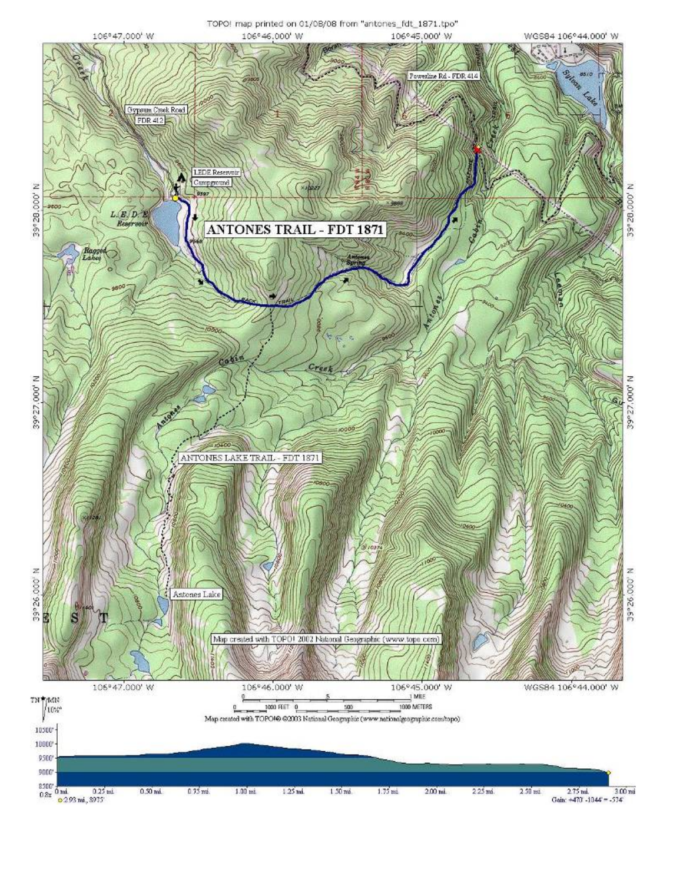TOPO! map printed on 01/08/08 from "antones_fdt_1871.tpo"

106°47.000' W 106°46.000' W 106°45.000' W WGS84 106°44.000' W

Gypsum Creek Road FDR 412

LEDE Reservoir Campground

Powerline Rd - FDR 414

ANTONES TRAIL - FDT 1871

Antones Spring

ANTONES LAKE TRAIL - FDT 1871

Antones Lake

L. E. D. E Reservoir

Ragged Lakes

Sylvan Lake

Cabin Creek

39°28.000' N

39°27.000' N

39°26.000' N

Map created with TOPO! 2002 National Geographic (www.topo.com)

106°47.000' W 106°46.000' W 106°45.000' W WGS84 106°44.000' W

TN MN 10½°

0 1/2 1 MILE

0 1000 FEET 0 500 1000 METERS

Map created with TOPO!® ©2003 National Geographic (www.nationalgeographic.com/topo)

10500' 10000' 9500' 9000' 8500'

0 mi. 0.25 mi. 0.50 mi. 0.75 mi. 1.00 mi. 1.25 mi. 1.50 mi. 1.75 mi. 2.00 mi. 2.25 mi. 2.50 mi. 2.75 mi. 3.00 mi

2.93 mi, 8975'

Gain: +470' -1044' = -574'